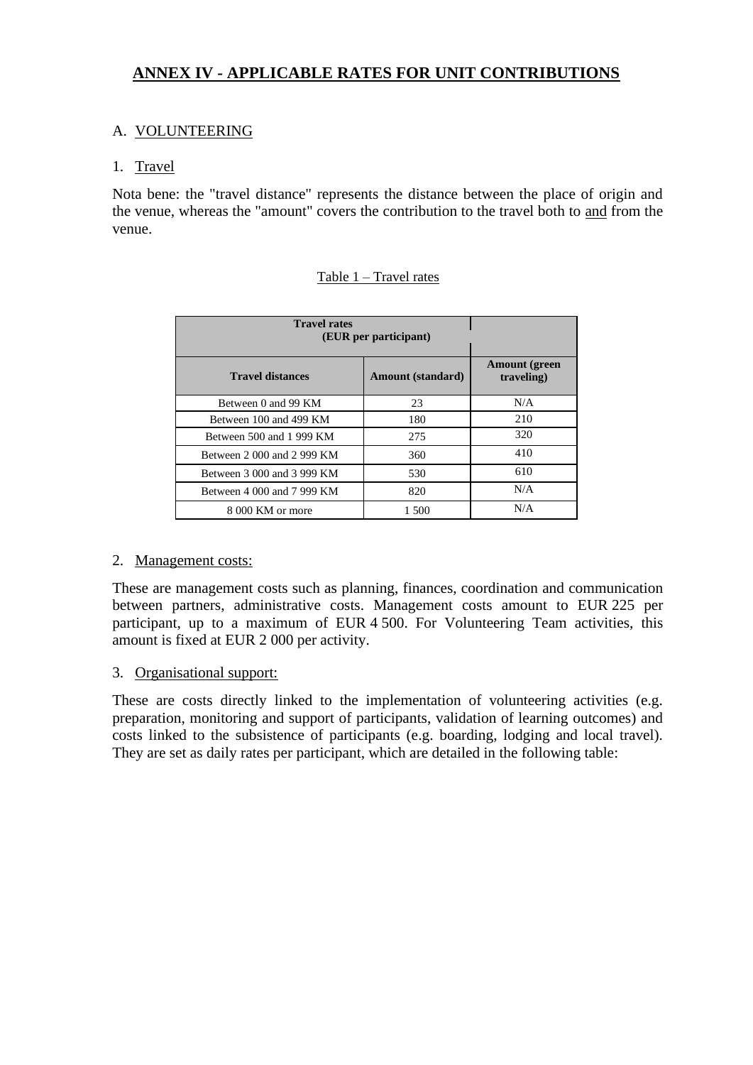# ANNEX IV - APPLICABLE RATES FOR UNIT CONTRIBUTIONS

## A. VOLUNTEERING

### 1. Travel

Nota bene: the "travel distance" represents the distance between the place of origin and the venue, whereas the "amount" covers the contribution to the travel both to and from the venue.

Table 1 – Travel rates

| **Travel rates (EUR per participant)** | | |
|---|---|---|
| **Travel distances** | **Amount (standard)** | **Amount (green traveling)** |
| Between 0 and 99 KM | 23 | N/A |
| Between 100 and 499 KM | 180 | 210 |
| Between 500 and 1 999 KM | 275 | 320 |
| Between 2 000 and 2 999 KM | 360 | 410 |
| Between 3 000 and 3 999 KM | 530 | 610 |
| Between 4 000 and 7 999 KM | 820 | N/A |
| 8 000 KM or more | 1 500 | N/A |

### 2. Management costs:

These are management costs such as planning, finances, coordination and communication between partners, administrative costs. Management costs amount to EUR 225 per participant, up to a maximum of EUR 4 500. For Volunteering Team activities, this amount is fixed at EUR 2 000 per activity.

### 3. Organisational support:

These are costs directly linked to the implementation of volunteering activities (e.g. preparation, monitoring and support of participants, validation of learning outcomes) and costs linked to the subsistence of participants (e.g. boarding, lodging and local travel). They are set as daily rates per participant, which are detailed in the following table: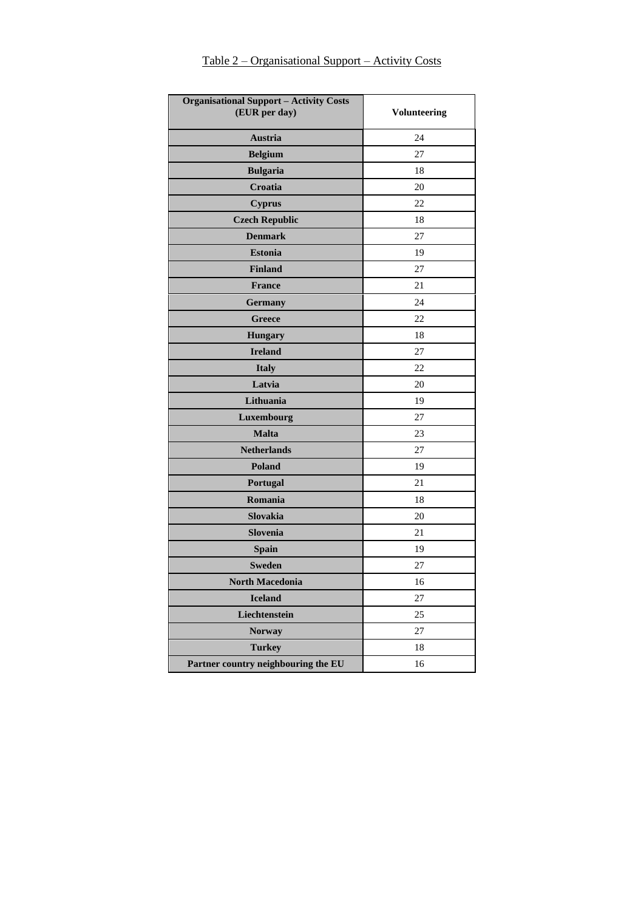Table 2 – Organisational Support – Activity Costs

| **Organisational Support – Activity Costs (EUR per day)** | **Volunteering** |
| --- | --- |
| **Austria** | 24 |
| **Belgium** | 27 |
| **Bulgaria** | 18 |
| **Croatia** | 20 |
| **Cyprus** | 22 |
| **Czech Republic** | 18 |
| **Denmark** | 27 |
| **Estonia** | 19 |
| **Finland** | 27 |
| **France** | 21 |
| **Germany** | 24 |
| **Greece** | 22 |
| **Hungary** | 18 |
| **Ireland** | 27 |
| **Italy** | 22 |
| **Latvia** | 20 |
| **Lithuania** | 19 |
| **Luxembourg** | 27 |
| **Malta** | 23 |
| **Netherlands** | 27 |
| **Poland** | 19 |
| **Portugal** | 21 |
| **Romania** | 18 |
| **Slovakia** | 20 |
| **Slovenia** | 21 |
| **Spain** | 19 |
| **Sweden** | 27 |
| **North Macedonia** | 16 |
| **Iceland** | 27 |
| **Liechtenstein** | 25 |
| **Norway** | 27 |
| **Turkey** | 18 |
| **Partner country neighbouring the EU** | 16 |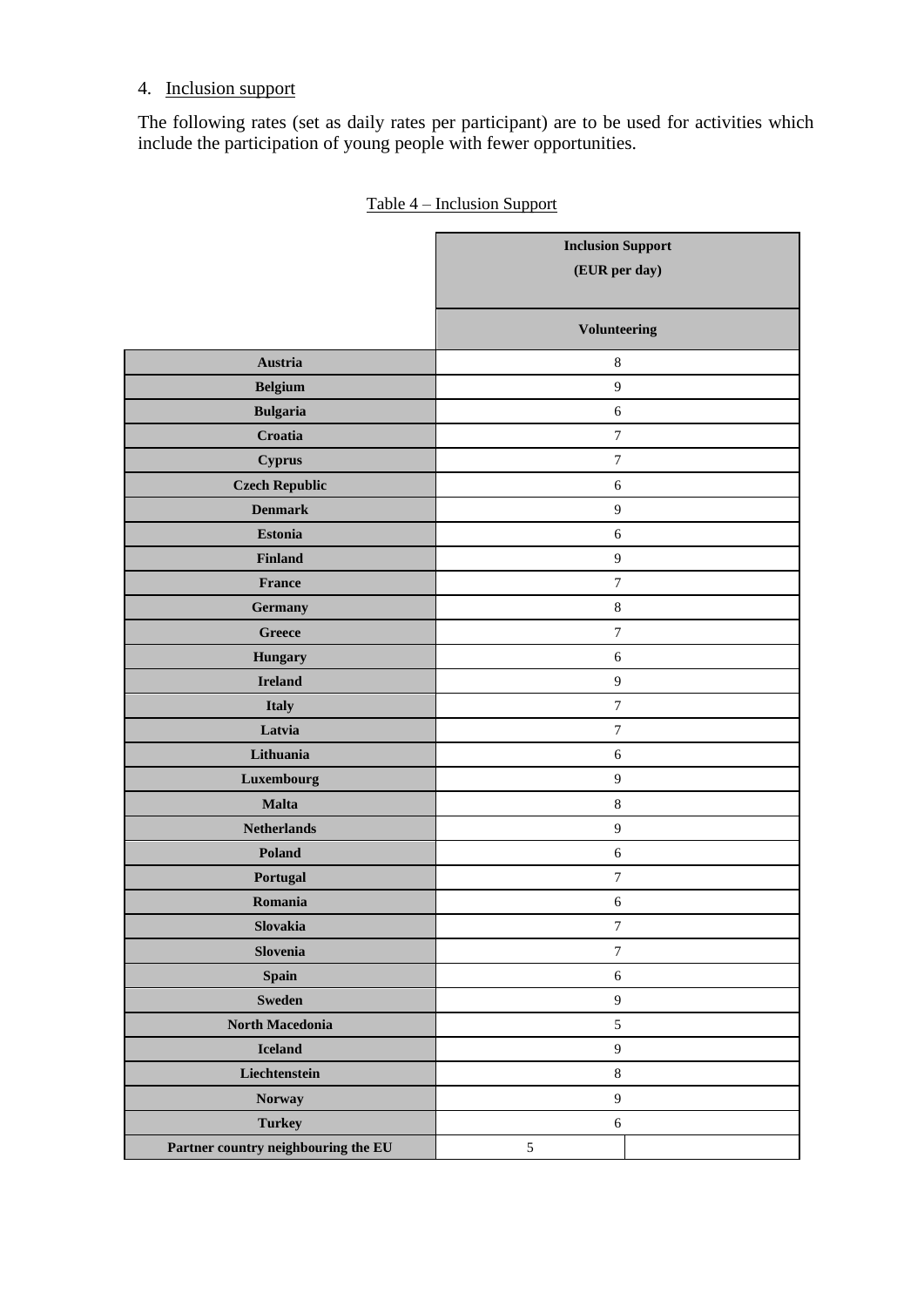4. Inclusion support

The following rates (set as daily rates per participant) are to be used for activities which include the participation of young people with fewer opportunities.

Table 4 – Inclusion Support

| | Inclusion Support (EUR per day) |
|---|---|
| | **Volunteering** |
| **Austria** | 8 |
| **Belgium** | 9 |
| **Bulgaria** | 6 |
| **Croatia** | 7 |
| **Cyprus** | 7 |
| **Czech Republic** | 6 |
| **Denmark** | 9 |
| **Estonia** | 6 |
| **Finland** | 9 |
| **France** | 7 |
| **Germany** | 8 |
| **Greece** | 7 |
| **Hungary** | 6 |
| **Ireland** | 9 |
| **Italy** | 7 |
| **Latvia** | 7 |
| **Lithuania** | 6 |
| **Luxembourg** | 9 |
| **Malta** | 8 |
| **Netherlands** | 9 |
| **Poland** | 6 |
| **Portugal** | 7 |
| **Romania** | 6 |
| **Slovakia** | 7 |
| **Slovenia** | 7 |
| **Spain** | 6 |
| **Sweden** | 9 |
| **North Macedonia** | 5 |
| **Iceland** | 9 |
| **Liechtenstein** | 8 |
| **Norway** | 9 |
| **Turkey** | 6 |
| **Partner country neighbouring the EU** | 5 |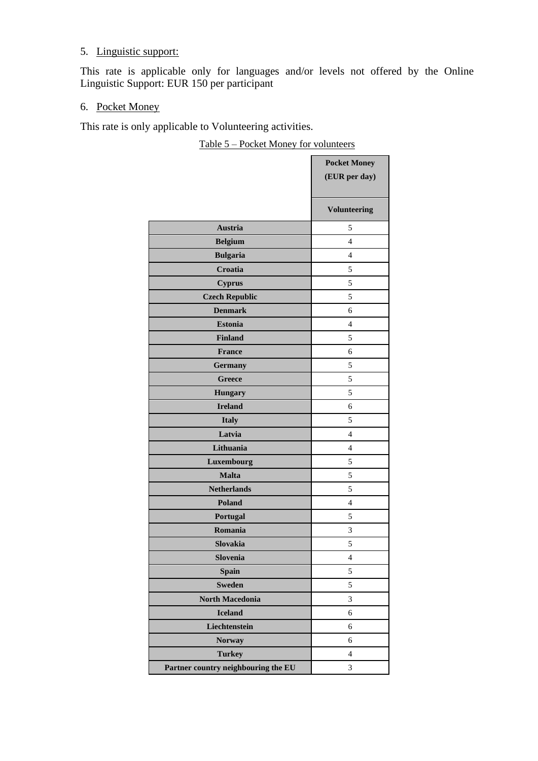5. Linguistic support:

This rate is applicable only for languages and/or levels not offered by the Online Linguistic Support: EUR 150 per participant

6. Pocket Money

This rate is only applicable to Volunteering activities.

Table 5 – Pocket Money for volunteers

| | **Pocket Money (EUR per day)** |
|---|---|
| | **Volunteering** |
| **Austria** | 5 |
| **Belgium** | 4 |
| **Bulgaria** | 4 |
| **Croatia** | 5 |
| **Cyprus** | 5 |
| **Czech Republic** | 5 |
| **Denmark** | 6 |
| **Estonia** | 4 |
| **Finland** | 5 |
| **France** | 6 |
| **Germany** | 5 |
| **Greece** | 5 |
| **Hungary** | 5 |
| **Ireland** | 6 |
| **Italy** | 5 |
| **Latvia** | 4 |
| **Lithuania** | 4 |
| **Luxembourg** | 5 |
| **Malta** | 5 |
| **Netherlands** | 5 |
| **Poland** | 4 |
| **Portugal** | 5 |
| **Romania** | 3 |
| **Slovakia** | 5 |
| **Slovenia** | 4 |
| **Spain** | 5 |
| **Sweden** | 5 |
| **North Macedonia** | 3 |
| **Iceland** | 6 |
| **Liechtenstein** | 6 |
| **Norway** | 6 |
| **Turkey** | 4 |
| **Partner country neighbouring the EU** | 3 |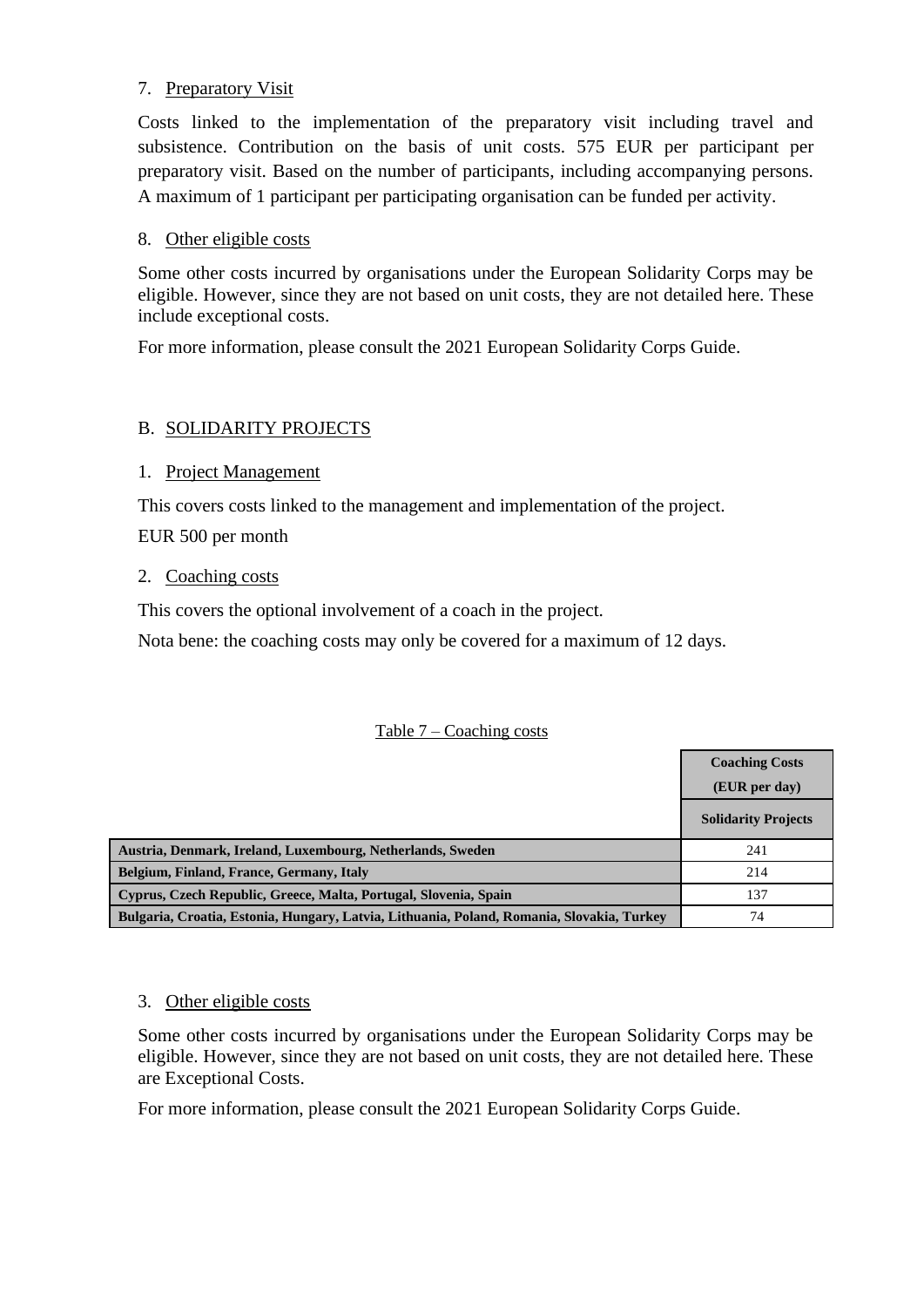7. Preparatory Visit

Costs linked to the implementation of the preparatory visit including travel and subsistence. Contribution on the basis of unit costs. 575 EUR per participant per preparatory visit. Based on the number of participants, including accompanying persons. A maximum of 1 participant per participating organisation can be funded per activity.

8. Other eligible costs

Some other costs incurred by organisations under the European Solidarity Corps may be eligible. However, since they are not based on unit costs, they are not detailed here. These include exceptional costs.

For more information, please consult the 2021 European Solidarity Corps Guide.

## B. SOLIDARITY PROJECTS

1. Project Management

This covers costs linked to the management and implementation of the project.

EUR 500 per month

2. Coaching costs

This covers the optional involvement of a coach in the project.

Nota bene: the coaching costs may only be covered for a maximum of 12 days.

Table 7 – Coaching costs

| | Coaching Costs (EUR per day) |
|---|---|
| | **Solidarity Projects** |
| **Austria, Denmark, Ireland, Luxembourg, Netherlands, Sweden** | 241 |
| **Belgium, Finland, France, Germany, Italy** | 214 |
| **Cyprus, Czech Republic, Greece, Malta, Portugal, Slovenia, Spain** | 137 |
| **Bulgaria, Croatia, Estonia, Hungary, Latvia, Lithuania, Poland, Romania, Slovakia, Turkey** | 74 |

3. Other eligible costs

Some other costs incurred by organisations under the European Solidarity Corps may be eligible. However, since they are not based on unit costs, they are not detailed here. These are Exceptional Costs.

For more information, please consult the 2021 European Solidarity Corps Guide.